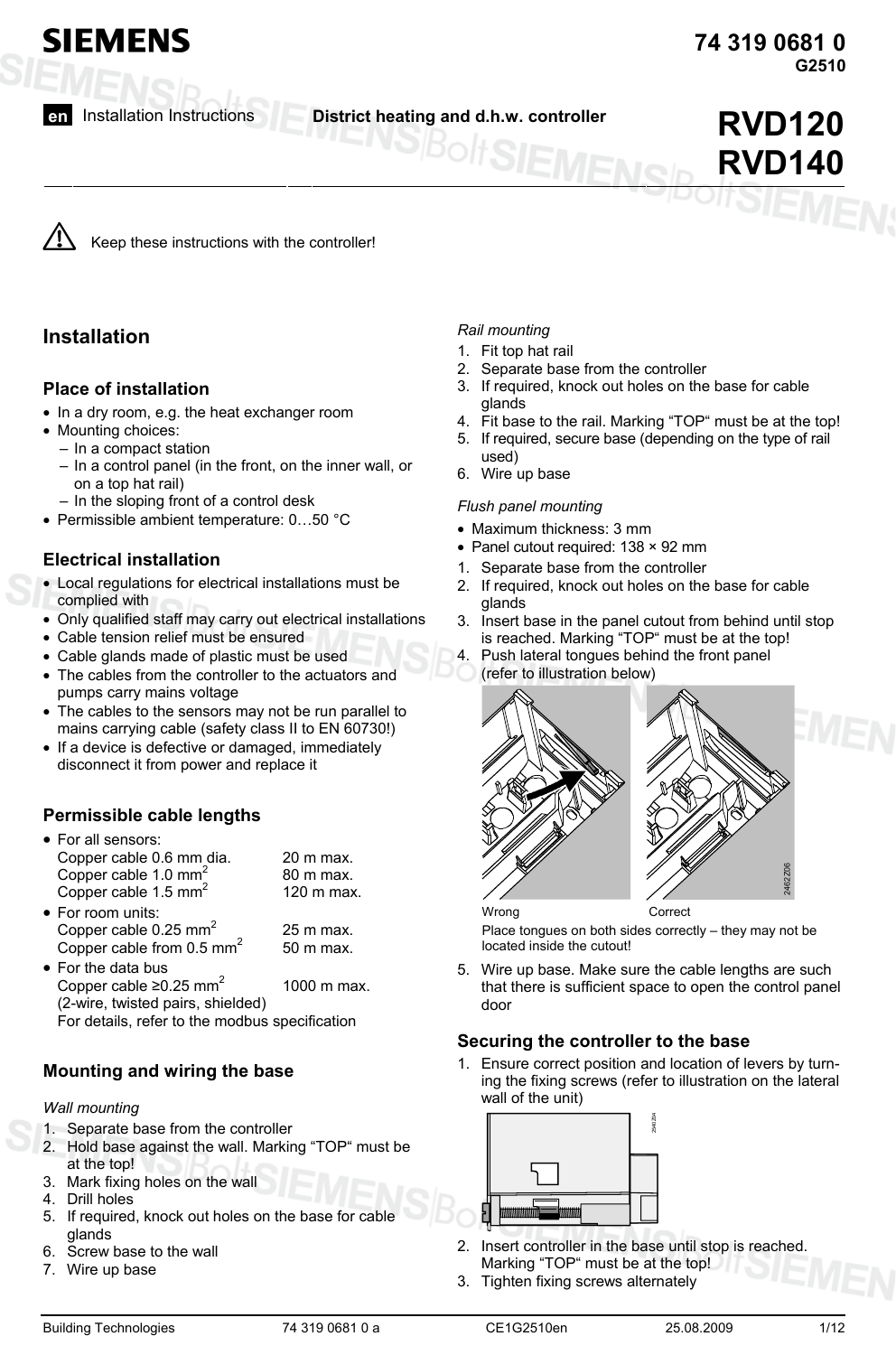# SIEMENS

**74 319 0681 0**
**G2510**

**en** Installation Instructions **District heating and d.h.w. controller**

# RVD120
# RVD140

⚠ Keep these instructions with the controller!

## Installation

### Place of installation

- In a dry room, e.g. the heat exchanger room
- Mounting choices:
  - In a compact station
  - In a control panel (in the front, on the inner wall, or on a top hat rail)
  - In the sloping front of a control desk
- Permissible ambient temperature: 0…50 °C

### Electrical installation

- Local regulations for electrical installations must be complied with
- Only qualified staff may carry out electrical installations
- Cable tension relief must be ensured
- Cable glands made of plastic must be used
- The cables from the controller to the actuators and pumps carry mains voltage
- The cables to the sensors may not be run parallel to mains carrying cable (safety class II to EN 60730!)
- If a device is defective or damaged, immediately disconnect it from power and replace it

### Permissible cable lengths

- For all sensors:
  Copper cable 0.6 mm dia. 20 m max.
  Copper cable 1.0 mm$^2$ 80 m max.
  Copper cable 1.5 mm$^2$ 120 m max.
- For room units:
  Copper cable 0.25 mm$^2$ 25 m max.
  Copper cable from 0.5 mm$^2$ 50 m max.
- For the data bus
  Copper cable ≥0.25 mm$^2$ 1000 m max.
  (2-wire, twisted pairs, shielded)
  For details, refer to the modbus specification

### Mounting and wiring the base

*Wall mounting*

1. Separate base from the controller
2. Hold base against the wall. Marking “TOP“ must be at the top!
3. Mark fixing holes on the wall
4. Drill holes
5. If required, knock out holes on the base for cable glands
6. Screw base to the wall
7. Wire up base

*Rail mounting*

1. Fit top hat rail
2. Separate base from the controller
3. If required, knock out holes on the base for cable glands
4. Fit base to the rail. Marking “TOP“ must be at the top!
5. If required, secure base (depending on the type of rail used)
6. Wire up base

*Flush panel mounting*

- Maximum thickness: 3 mm
- Panel cutout required: 138 × 92 mm

1. Separate base from the controller
2. If required, knock out holes on the base for cable glands
3. Insert base in the panel cutout from behind until stop is reached. Marking “TOP“ must be at the top!
4. Push lateral tongues behind the front panel (refer to illustration below)

Wrong Correct

Place tongues on both sides correctly – they may not be located inside the cutout!

5. Wire up base. Make sure the cable lengths are such that there is sufficient space to open the control panel door

### Securing the controller to the base

1. Ensure correct position and location of levers by turning the fixing screws (refer to illustration on the lateral wall of the unit)
2. Insert controller in the base until stop is reached. Marking “TOP“ must be at the top!
3. Tighten fixing screws alternately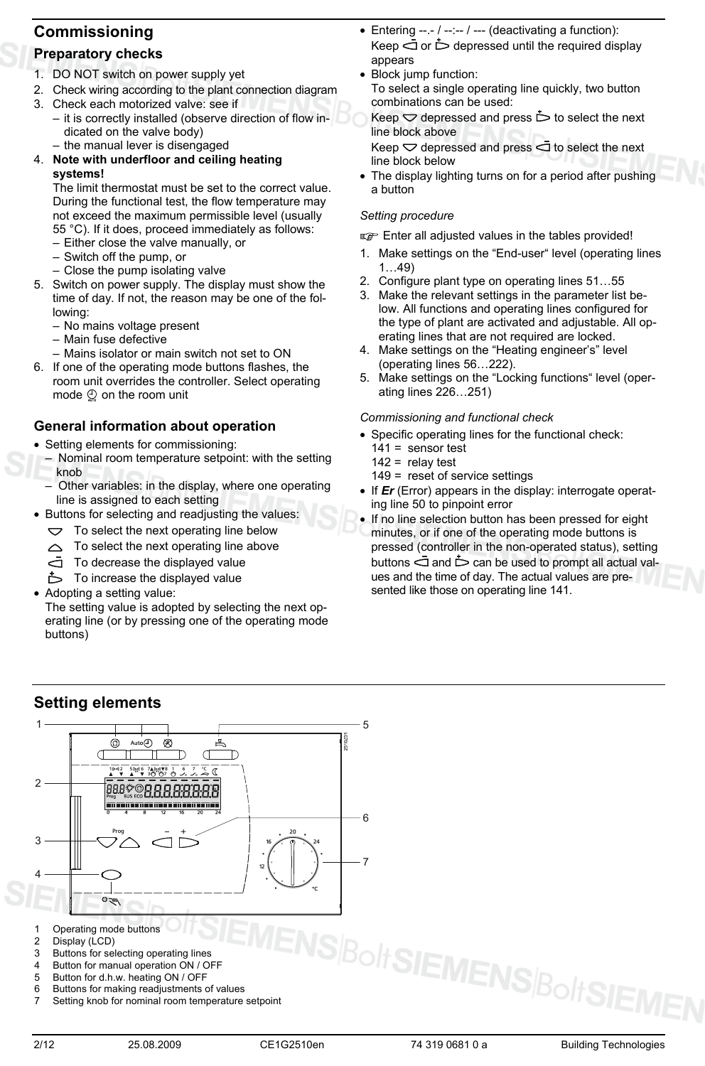## Commissioning

### Preparatory checks

1. DO NOT switch on power supply yet
2. Check wiring according to the plant connection diagram
3. Check each motorized valve: see if
   – it is correctly installed (observe direction of flow indicated on the valve body)
   – the manual lever is disengaged
4. **Note with underfloor and ceiling heating systems!**
   The limit thermostat must be set to the correct value. During the functional test, the flow temperature may not exceed the maximum permissible level (usually 55 °C). If it does, proceed immediately as follows:
   – Either close the valve manually, or
   – Switch off the pump, or
   – Close the pump isolating valve
5. Switch on power supply. The display must show the time of day. If not, the reason may be one of the following:
   – No mains voltage present
   – Main fuse defective
   – Mains isolator or main switch not set to ON
6. If one of the operating mode buttons flashes, the room unit overrides the controller. Select operating mode ⊙ on the room unit

### General information about operation

- Setting elements for commissioning:
  – Nominal room temperature setpoint: with the setting knob
  – Other variables: in the display, where one operating line is assigned to each setting
- Buttons for selecting and readjusting the values:
  ▽ To select the next operating line below
  △ To select the next operating line above
  ◁ To decrease the displayed value
  ▷ To increase the displayed value
- Adopting a setting value:
  The setting value is adopted by selecting the next operating line (or by pressing one of the operating mode buttons)
- Entering --.- / --:-- / --- (deactivating a function):
  Keep ◁ or ▷ depressed until the required display appears
- Block jump function:
  To select a single operating line quickly, two button combinations can be used:
  Keep ▽ depressed and press ▷ to select the next line block above
  Keep ▽ depressed and press ◁ to select the next line block below
- The display lighting turns on for a period after pushing a button

*Setting procedure*

☞ Enter all adjusted values in the tables provided!

1. Make settings on the “End-user“ level (operating lines 1…49)
2. Configure plant type on operating lines 51…55
3. Make the relevant settings in the parameter list below. All functions and operating lines configured for the type of plant are activated and adjustable. All operating lines that are not required are locked.
4. Make settings on the “Heating engineer’s” level (operating lines 56…222).
5. Make settings on the “Locking functions“ level (operating lines 226…251)

*Commissioning and functional check*

- Specific operating lines for the functional check:
  141 = sensor test
  142 = relay test
  149 = reset of service settings
- If ***Er*** (Error) appears in the display: interrogate operating line 50 to pinpoint error
- If no line selection button has been pressed for eight minutes, or if one of the operating mode buttons is pressed (controller in the non-operated status), setting buttons ◁ and ▷ can be used to prompt all actual values and the time of day. The actual values are presented like those on operating line 141.

## Setting elements

1 Operating mode buttons
2 Display (LCD)
3 Buttons for selecting operating lines
4 Button for manual operation ON / OFF
5 Button for d.h.w. heating ON / OFF
6 Buttons for making readjustments of values
7 Setting knob for nominal room temperature setpoint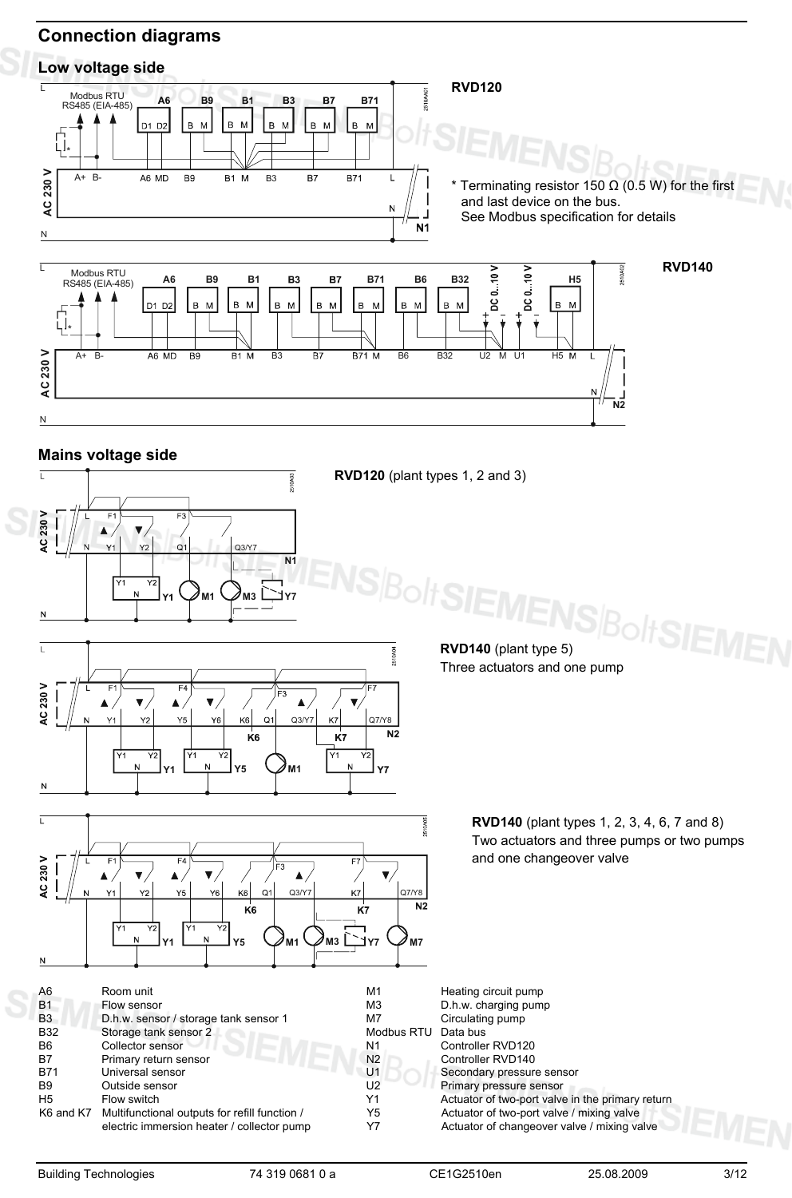## Connection diagrams

### Low voltage side

**RVD120**

\* Terminating resistor 150 Ω (0.5 W) for the first and last device on the bus. See Modbus specification for details

**RVD140**

### Mains voltage side

**RVD120** (plant types 1, 2 and 3)

**RVD140** (plant type 5)
Three actuators and one pump

**RVD140** (plant types 1, 2, 3, 4, 6, 7 and 8)
Two actuators and three pumps or two pumps and one changeover valve

| | | | |
|---|---|---|---|
| A6 | Room unit | M1 | Heating circuit pump |
| B1 | Flow sensor | M3 | D.h.w. charging pump |
| B3 | D.h.w. sensor / storage tank sensor 1 | M7 | Circulating pump |
| B32 | Storage tank sensor 2 | Modbus RTU | Data bus |
| B6 | Collector sensor | N1 | Controller RVD120 |
| B7 | Primary return sensor | N2 | Controller RVD140 |
| B71 | Universal sensor | U1 | Secondary pressure sensor |
| B9 | Outside sensor | U2 | Primary pressure sensor |
| H5 | Flow switch | Y1 | Actuator of two-port valve in the primary return |
| K6 and K7 | Multifunctional outputs for refill function / electric immersion heater / collector pump | Y5 | Actuator of two-port valve / mixing valve |
| | | Y7 | Actuator of changeover valve / mixing valve |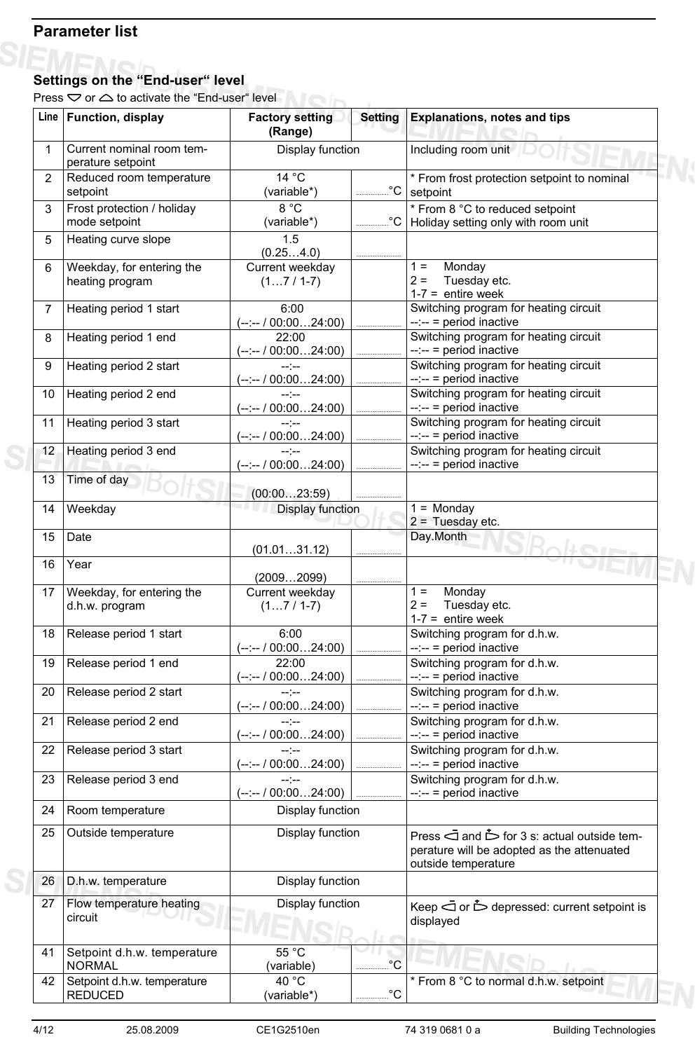## Parameter list

### Settings on the "End-user" level

Press ▽ or △ to activate the "End-user" level

| Line | Function, display | Factory setting (Range) | Setting | Explanations, notes and tips |
|---|---|---|---|---|
| 1 | Current nominal room temperature setpoint | Display function | | Including room unit |
| 2 | Reduced room temperature setpoint | 14 °C (variable*) | ........°C | * From frost protection setpoint to nominal setpoint |
| 3 | Frost protection / holiday mode setpoint | 8 °C (variable*) | ........°C | * From 8 °C to reduced setpoint<br>Holiday setting only with room unit |
| 5 | Heating curve slope | 1.5 (0.25…4.0) | ........ | |
| 6 | Weekday, for entering the heating program | Current weekday (1…7 / 1-7) | | 1 = Monday<br>2 = Tuesday etc.<br>1-7 = entire week |
| 7 | Heating period 1 start | 6:00 (--:-- / 00:00…24:00) | ........ | Switching program for heating circuit<br>--:-- = period inactive |
| 8 | Heating period 1 end | 22:00 (--:-- / 00:00…24:00) | ........ | Switching program for heating circuit<br>--:-- = period inactive |
| 9 | Heating period 2 start | --:-- (--:-- / 00:00…24:00) | ........ | Switching program for heating circuit<br>--:-- = period inactive |
| 10 | Heating period 2 end | --:-- (--:-- / 00:00…24:00) | ........ | Switching program for heating circuit<br>--:-- = period inactive |
| 11 | Heating period 3 start | --:-- (--:-- / 00:00…24:00) | ........ | Switching program for heating circuit<br>--:-- = period inactive |
| 12 | Heating period 3 end | --:-- (--:-- / 00:00…24:00) | ........ | Switching program for heating circuit<br>--:-- = period inactive |
| 13 | Time of day | (00:00…23:59) | ........ | |
| 14 | Weekday | Display function | | 1 = Monday<br>2 = Tuesday etc. |
| 15 | Date | (01.01…31.12) | ........ | Day.Month |
| 16 | Year | (2009…2099) | ........ | |
| 17 | Weekday, for entering the d.h.w. program | Current weekday (1…7 / 1-7) | | 1 = Monday<br>2 = Tuesday etc.<br>1-7 = entire week |
| 18 | Release period 1 start | 6:00 (--:-- / 00:00…24:00) | ........ | Switching program for d.h.w.<br>--:-- = period inactive |
| 19 | Release period 1 end | 22:00 (--:-- / 00:00…24:00) | ........ | Switching program for d.h.w.<br>--:-- = period inactive |
| 20 | Release period 2 start | --:-- (--:-- / 00:00…24:00) | ........ | Switching program for d.h.w.<br>--:-- = period inactive |
| 21 | Release period 2 end | --:-- (--:-- / 00:00…24:00) | ........ | Switching program for d.h.w.<br>--:-- = period inactive |
| 22 | Release period 3 start | --:-- (--:-- / 00:00…24:00) | ........ | Switching program for d.h.w.<br>--:-- = period inactive |
| 23 | Release period 3 end | --:-- (--:-- / 00:00…24:00) | ........ | Switching program for d.h.w.<br>--:-- = period inactive |
| 24 | Room temperature | Display function | | |
| 25 | Outside temperature | Display function | | Press ⊲ and ⊳ for 3 s: actual outside temperature will be adopted as the attenuated outside temperature |
| 26 | D.h.w. temperature | Display function | | |
| 27 | Flow temperature heating circuit | Display function | | Keep ⊲ or ⊳ depressed: current setpoint is displayed |
| 41 | Setpoint d.h.w. temperature NORMAL | 55 °C (variable) | ........°C | |
| 42 | Setpoint d.h.w. temperature REDUCED | 40 °C (variable*) | ........°C | * From 8 °C to normal d.h.w. setpoint |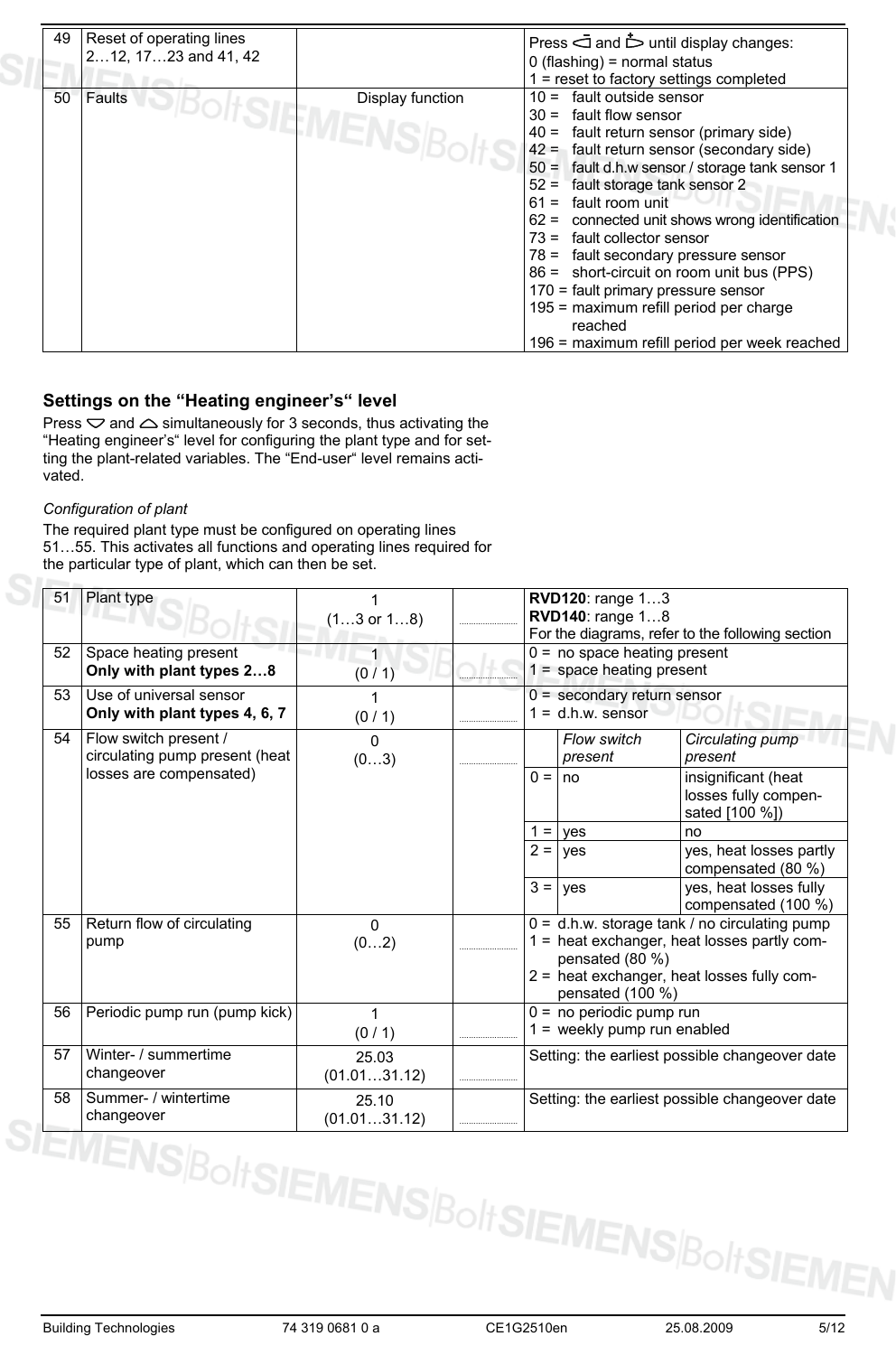| 49 | Reset of operating lines 2…12, 17…23 and 41, 42 | | | Press ◁ and ▷ until display changes:<br>0 (flashing) = normal status<br>1 = reset to factory settings completed |
|---|---|---|---|---|
| 50 | Faults | Display function | | 10 = fault outside sensor<br>30 = fault flow sensor<br>40 = fault return sensor (primary side)<br>42 = fault return sensor (secondary side)<br>50 = fault d.h.w sensor / storage tank sensor 1<br>52 = fault storage tank sensor 2<br>61 = fault room unit<br>62 = connected unit shows wrong identification<br>73 = fault collector sensor<br>78 = fault secondary pressure sensor<br>86 = short-circuit on room unit bus (PPS)<br>170 = fault primary pressure sensor<br>195 = maximum refill period per charge reached<br>196 = maximum refill period per week reached |

## Settings on the "Heating engineer's" level

Press ▽ and △ simultaneously for 3 seconds, thus activating the "Heating engineer's" level for configuring the plant type and for setting the plant-related variables. The "End-user" level remains activated.

*Configuration of plant*

The required plant type must be configured on operating lines 51…55. This activates all functions and operating lines required for the particular type of plant, which can then be set.

| 51 | Plant type | 1<br>(1…3 or 1…8) | ........ | **RVD120**: range 1…3<br>**RVD140**: range 1…8<br>For the diagrams, refer to the following section |
|---|---|---|---|---|
| 52 | Space heating present<br>**Only with plant types 2…8** | 1<br>(0 / 1) | ........ | 0 = no space heating present<br>1 = space heating present |
| 53 | Use of universal sensor<br>**Only with plant types 4, 6, 7** | 1<br>(0 / 1) | ........ | 0 = secondary return sensor<br>1 = d.h.w. sensor |
| 54 | Flow switch present / circulating pump present (heat losses are compensated) | 0<br>(0…3) | ........ | *Flow switch present* / *Circulating pump present*:<br>0 = no / insignificant (heat losses fully compensated [100 %])<br>1 = yes / no<br>2 = yes / yes, heat losses partly compensated (80 %)<br>3 = yes / yes, heat losses fully compensated (100 %) |
| 55 | Return flow of circulating pump | 0<br>(0…2) | ........ | 0 = d.h.w. storage tank / no circulating pump<br>1 = heat exchanger, heat losses partly compensated (80 %)<br>2 = heat exchanger, heat losses fully compensated (100 %) |
| 56 | Periodic pump run (pump kick) | 1<br>(0 / 1) | ........ | 0 = no periodic pump run<br>1 = weekly pump run enabled |
| 57 | Winter- / summertime changeover | 25.03<br>(01.01…31.12) | ........ | Setting: the earliest possible changeover date |
| 58 | Summer- / wintertime changeover | 25.10<br>(01.01…31.12) | ........ | Setting: the earliest possible changeover date |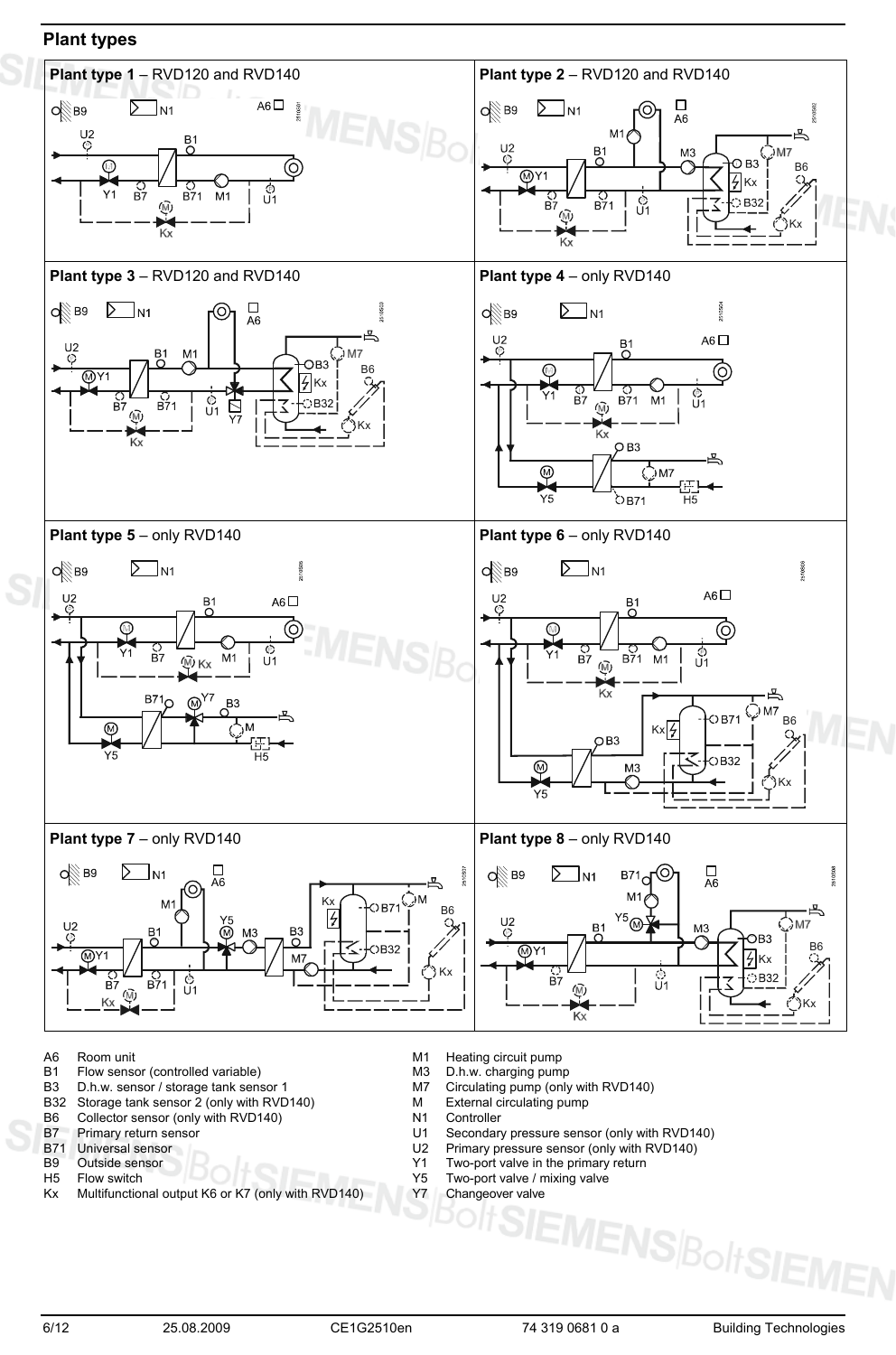## Plant types

**Plant type 1** – RVD120 and RVD140

**Plant type 2** – RVD120 and RVD140

**Plant type 3** – RVD120 and RVD140

**Plant type 4** – only RVD140

**Plant type 5** – only RVD140

**Plant type 6** – only RVD140

**Plant type 7** – only RVD140

**Plant type 8** – only RVD140

| | |
|---|---|
| A6 | Room unit |
| B1 | Flow sensor (controlled variable) |
| B3 | D.h.w. sensor / storage tank sensor 1 |
| B32 | Storage tank sensor 2 (only with RVD140) |
| B6 | Collector sensor (only with RVD140) |
| B7 | Primary return sensor |
| B71 | Universal sensor |
| B9 | Outside sensor |
| H5 | Flow switch |
| Kx | Multifunctional output K6 or K7 (only with RVD140) |
| M1 | Heating circuit pump |
| M3 | D.h.w. charging pump |
| M7 | Circulating pump (only with RVD140) |
| M | External circulating pump |
| N1 | Controller |
| U1 | Secondary pressure sensor (only with RVD140) |
| U2 | Primary pressure sensor (only with RVD140) |
| Y1 | Two-port valve in the primary return |
| Y5 | Two-port valve / mixing valve |
| Y7 | Changeover valve |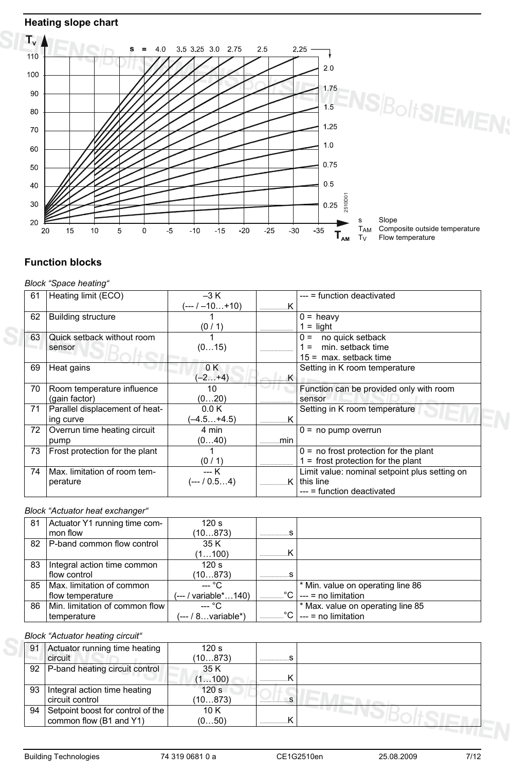## Heating slope chart

s = 4.0, 3.5, 3.25, 3.0, 2.75, 2.5, 2.25, 2.0, 1.75, 1.5, 1.25, 1.0, 0.75, 0.5, 0.25

$T_V$: 20, 30, 40, 50, 60, 70, 80, 90, 100, 110

$T_{AM}$: 20, 15, 10, 5, 0, -5, -10, -15, -20, -25, -30, -35

2510D01

s Slope
$T_{AM}$ Composite outside temperature
$T_V$ Flow temperature

## Function blocks

*Block “Space heating“*

| | | | | |
|---|---|---|---|---|
| 61 | Heating limit (ECO) | –3 K<br>(--- / –10…+10) | ..........K | --- = function deactivated |
| 62 | Building structure | 1<br>(0 / 1) | .......... | 0 = heavy<br>1 = light |
| 63 | Quick setback without room sensor | 1<br>(0…15) | .......... | 0 = no quick setback<br>1 = min. setback time<br>15 = max. setback time |
| 69 | Heat gains | 0 K<br>(–2…+4) | ..........K | Setting in K room temperature |
| 70 | Room temperature influence (gain factor) | 10<br>(0…20) | .......... | Function can be provided only with room sensor |
| 71 | Parallel displacement of heating curve | 0.0 K<br>(–4.5…+4.5) | ..........K | Setting in K room temperature |
| 72 | Overrun time heating circuit pump | 4 min<br>(0…40) | ..........min | 0 = no pump overrun |
| 73 | Frost protection for the plant | 1<br>(0 / 1) | .......... | 0 = no frost protection for the plant<br>1 = frost protection for the plant |
| 74 | Max. limitation of room temperature | --- K<br>(--- / 0.5…4) | ..........K | Limit value: nominal setpoint plus setting on this line<br>--- = function deactivated |

*Block “Actuator heat exchanger“*

| | | | | |
|---|---|---|---|---|
| 81 | Actuator Y1 running time common flow | 120 s<br>(10…873) | ..........s | |
| 82 | P-band common flow control | 35 K<br>(1…100) | ..........K | |
| 83 | Integral action time common flow control | 120 s<br>(10…873) | ..........s | |
| 85 | Max. limitation of common flow temperature | --- °C<br>(--- / variable*…140) | ..........°C | * Min. value on operating line 86<br>--- = no limitation |
| 86 | Min. limitation of common flow temperature | --- °C<br>(--- / 8…variable*) | ..........°C | * Max. value on operating line 85<br>--- = no limitation |

*Block “Actuator heating circuit“*

| | | | | |
|---|---|---|---|---|
| 91 | Actuator running time heating circuit | 120 s<br>(10…873) | ..........s | |
| 92 | P-band heating circuit control | 35 K<br>(1…100) | ..........K | |
| 93 | Integral action time heating circuit control | 120 s<br>(10…873) | ..........s | |
| 94 | Setpoint boost for control of the common flow (B1 and Y1) | 10 K<br>(0…50) | ..........K | |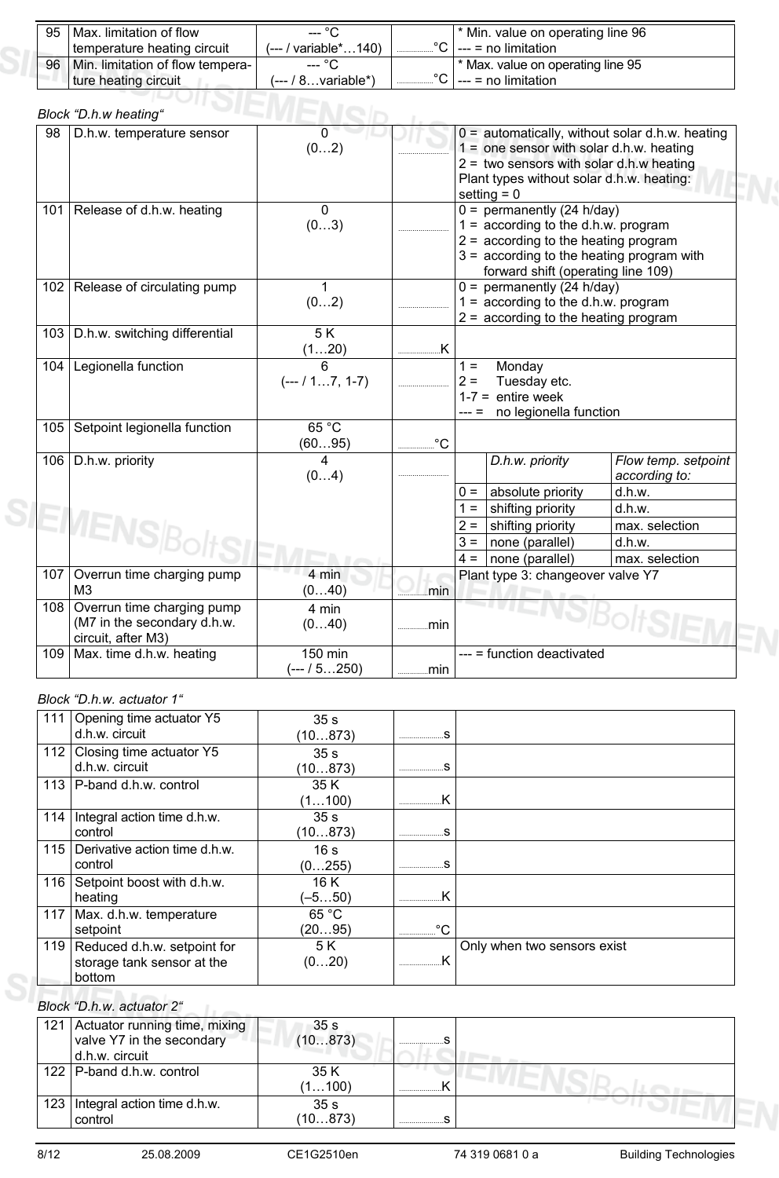| | | | | |
|---|---|---|---|---|
| 95 | Max. limitation of flow temperature heating circuit | --- °C (--- / variable*…140) | ..........°C | * Min. value on operating line 96 --- = no limitation |
| 96 | Min. limitation of flow temperature heating circuit | --- °C (--- / 8…variable*) | ..........°C | * Max. value on operating line 95 --- = no limitation |

*Block "D.h.w heating"*

| | | | | |
|---|---|---|---|---|
| 98 | D.h.w. temperature sensor | 0 (0…2) | .......... | 0 = automatically, without solar d.h.w. heating<br>1 = one sensor with solar d.h.w. heating<br>2 = two sensors with solar d.h.w heating<br>Plant types without solar d.h.w. heating: setting = 0 |
| 101 | Release of d.h.w. heating | 0 (0…3) | .......... | 0 = permanently (24 h/day)<br>1 = according to the d.h.w. program<br>2 = according to the heating program<br>3 = according to the heating program with forward shift (operating line 109) |
| 102 | Release of circulating pump | 1 (0…2) | .......... | 0 = permanently (24 h/day)<br>1 = according to the d.h.w. program<br>2 = according to the heating program |
| 103 | D.h.w. switching differential | 5 K (1…20) | ..........K | |
| 104 | Legionella function | 6 (--- / 1…7, 1-7) | .......... | 1 = Monday<br>2 = Tuesday etc.<br>1-7 = entire week<br>--- = no legionella function |
| 105 | Setpoint legionella function | 65 °C (60…95) | ..........°C | |
| 106 | D.h.w. priority | 4 (0…4) | .......... | *D.h.w. priority* / *Flow temp. setpoint according to:*<br>0 = absolute priority / d.h.w.<br>1 = shifting priority / d.h.w.<br>2 = shifting priority / max. selection<br>3 = none (parallel) / d.h.w.<br>4 = none (parallel) / max. selection |
| 107 | Overrun time charging pump M3 | 4 min (0…40) | ..........min | Plant type 3: changeover valve Y7 |
| 108 | Overrun time charging pump (M7 in the secondary d.h.w. circuit, after M3) | 4 min (0…40) | ..........min | |
| 109 | Max. time d.h.w. heating | 150 min (--- / 5…250) | ..........min | --- = function deactivated |

*Block "D.h.w. actuator 1"*

| | | | | |
|---|---|---|---|---|
| 111 | Opening time actuator Y5 d.h.w. circuit | 35 s (10…873) | ..........s | |
| 112 | Closing time actuator Y5 d.h.w. circuit | 35 s (10…873) | ..........s | |
| 113 | P-band d.h.w. control | 35 K (1…100) | ..........K | |
| 114 | Integral action time d.h.w. control | 35 s (10…873) | ..........s | |
| 115 | Derivative action time d.h.w. control | 16 s (0…255) | ..........s | |
| 116 | Setpoint boost with d.h.w. heating | 16 K (–5…50) | ..........K | |
| 117 | Max. d.h.w. temperature setpoint | 65 °C (20…95) | ..........°C | |
| 119 | Reduced d.h.w. setpoint for storage tank sensor at the bottom | 5 K (0…20) | ..........K | Only when two sensors exist |

*Block "D.h.w. actuator 2"*

| | | | | |
|---|---|---|---|---|
| 121 | Actuator running time, mixing valve Y7 in the secondary d.h.w. circuit | 35 s (10…873) | ..........s | |
| 122 | P-band d.h.w. control | 35 K (1…100) | ..........K | |
| 123 | Integral action time d.h.w. control | 35 s (10…873) | ..........s | |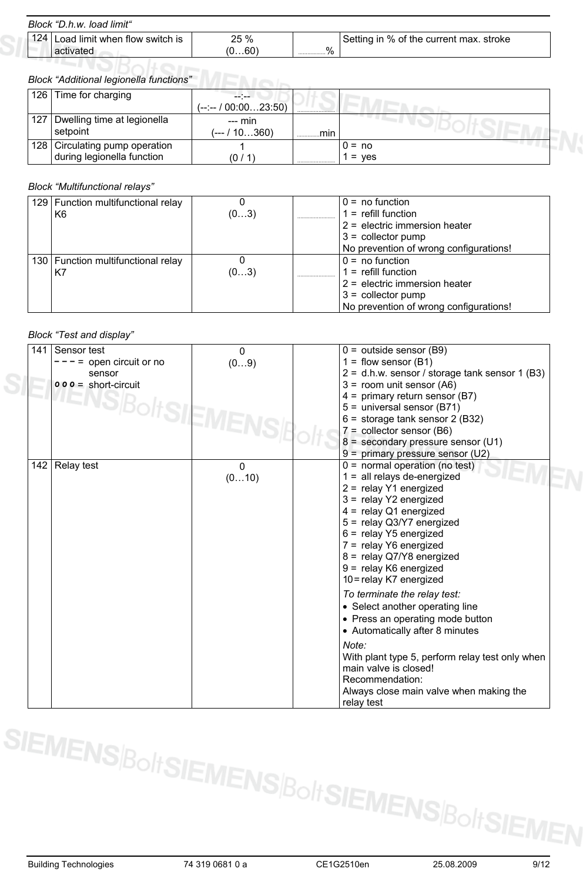*Block "D.h.w. load limit"*

| | | | | |
|---|---|---|---|---|
| 124 | Load limit when flow switch is activated | 25 % (0…60) | ..........% | Setting in % of the current max. stroke |

*Block "Additional legionella functions"*

| | | | | |
|---|---|---|---|---|
| 126 | Time for charging | --:-- (--:-- / 00:00…23:50) | .......... | |
| 127 | Dwelling time at legionella setpoint | --- min (--- / 10…360) | ..........min | |
| 128 | Circulating pump operation during legionella function | 1 (0 / 1) | .......... | 0 = no<br>1 = yes |

*Block "Multifunctional relays"*

| | | | | |
|---|---|---|---|---|
| 129 | Function multifunctional relay K6 | 0 (0…3) | .......... | 0 = no function<br>1 = refill function<br>2 = electric immersion heater<br>3 = collector pump<br>No prevention of wrong configurations! |
| 130 | Function multifunctional relay K7 | 0 (0…3) | .......... | 0 = no function<br>1 = refill function<br>2 = electric immersion heater<br>3 = collector pump<br>No prevention of wrong configurations! |

*Block "Test and display"*

| | | | | |
|---|---|---|---|---|
| 141 | Sensor test<br>- - - = open circuit or no sensor<br>o o o = short-circuit | 0 (0…9) | | 0 = outside sensor (B9)<br>1 = flow sensor (B1)<br>2 = d.h.w. sensor / storage tank sensor 1 (B3)<br>3 = room unit sensor (A6)<br>4 = primary return sensor (B7)<br>5 = universal sensor (B71)<br>6 = storage tank sensor 2 (B32)<br>7 = collector sensor (B6)<br>8 = secondary pressure sensor (U1)<br>9 = primary pressure sensor (U2) |
| 142 | Relay test | 0 (0…10) | | 0 = normal operation (no test)<br>1 = all relays de-energized<br>2 = relay Y1 energized<br>3 = relay Y2 energized<br>4 = relay Q1 energized<br>5 = relay Q3/Y7 energized<br>6 = relay Y5 energized<br>7 = relay Y6 energized<br>8 = relay Q7/Y8 energized<br>9 = relay K6 energized<br>10 = relay K7 energized<br>*To terminate the relay test:*<br>• Select another operating line<br>• Press an operating mode button<br>• Automatically after 8 minutes<br>*Note:*<br>With plant type 5, perform relay test only when main valve is closed!<br>Recommendation:<br>Always close main valve when making the relay test |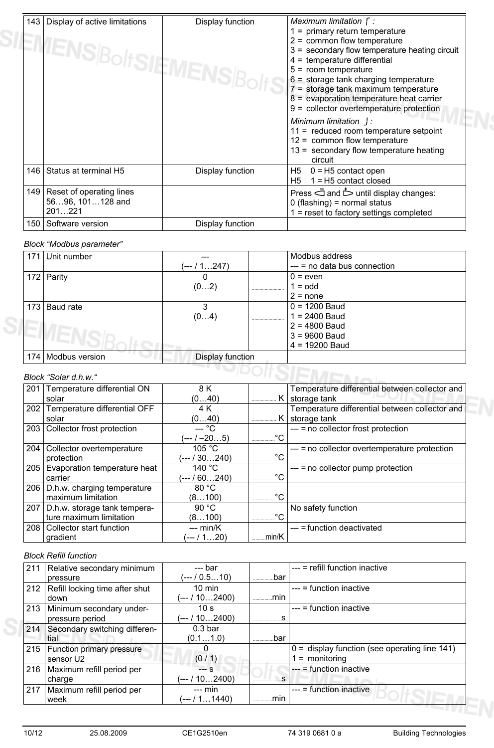| | | | | |
|---|---|---|---|---|
| 143 | Display of active limitations | Display function | | *Maximum limitation* ⎡ :<br>1 = primary return temperature<br>2 = common flow temperature<br>3 = secondary flow temperature heating circuit<br>4 = temperature differential<br>5 = room temperature<br>6 = storage tank charging temperature<br>7 = storage tank maximum temperature<br>8 = evaporation temperature heat carrier<br>9 = collector overtemperature protection<br>*Minimum limitation* ⎦ :<br>11 = reduced room temperature setpoint<br>12 = common flow temperature<br>13 = secondary flow temperature heating circuit |
| 146 | Status at terminal H5 | Display function | | H5 0 = H5 contact open<br>H5 1 = H5 contact closed |
| 149 | Reset of operating lines 56…96, 101…128 and 201…221 | | | Press and until display changes:<br>0 (flashing) = normal status<br>1 = reset to factory settings completed |
| 150 | Software version | Display function | | |

*Block "Modbus parameter"*

| | | | | |
|---|---|---|---|---|
| 171 | Unit number | ---<br>(--- / 1…247) | .......... | Modbus address<br>--- = no data bus connection |
| 172 | Parity | 0<br>(0…2) | .......... | 0 = even<br>1 = odd<br>2 = none |
| 173 | Baud rate | 3<br>(0…4) | .......... | 0 = 1200 Baud<br>1 = 2400 Baud<br>2 = 4800 Baud<br>3 = 9600 Baud<br>4 = 19200 Baud |
| 174 | Modbus version | Display function | | |

*Block "Solar d.h.w."*

| | | | | |
|---|---|---|---|---|
| 201 | Temperature differential ON solar | 8 K<br>(0…40) | .......... K | Temperature differential between collector and storage tank |
| 202 | Temperature differential OFF solar | 4 K<br>(0…40) | .......... K | Temperature differential between collector and storage tank |
| 203 | Collector frost protection | --- °C<br>(--- / –20…5) | .......... °C | --- = no collector frost protection |
| 204 | Collector overtemperature protection | 105 °C<br>(--- / 30…240) | .......... °C | --- = no collector overtemperature protection |
| 205 | Evaporation temperature heat carrier | 140 °C<br>(--- / 60…240) | .......... °C | --- = no collector pump protection |
| 206 | D.h.w. charging temperature maximum limitation | 80 °C<br>(8…100) | .......... °C | |
| 207 | D.h.w. storage tank temperature maximum limitation | 90 °C<br>(8…100) | .......... °C | No safety function |
| 208 | Collector start function gradient | --- min/K<br>(--- / 1…20) | .......... min/K | --- = function deactivated |

*Block Refill function*

| | | | | |
|---|---|---|---|---|
| 211 | Relative secondary minimum pressure | --- bar<br>(--- / 0.5…10) | .......... bar | --- = refill function inactive |
| 212 | Refill locking time after shut down | 10 min<br>(--- / 10…2400) | .......... min | --- = function inactive |
| 213 | Minimum secondary under-pressure period | 10 s<br>(--- / 10…2400) | .......... s | --- = function inactive |
| 214 | Secondary switching differential | 0.3 bar<br>(0.1…1.0) | .......... bar | |
| 215 | Function primary pressure sensor U2 | 0<br>(0 / 1) | .......... | 0 = display function (see operating line 141)<br>1 = monitoring |
| 216 | Maximum refill period per charge | --- s<br>(--- / 10…2400) | .......... s | --- = function inactive |
| 217 | Maximum refill period per week | --- min<br>(--- / 1…1440) | .......... min | --- = function inactive |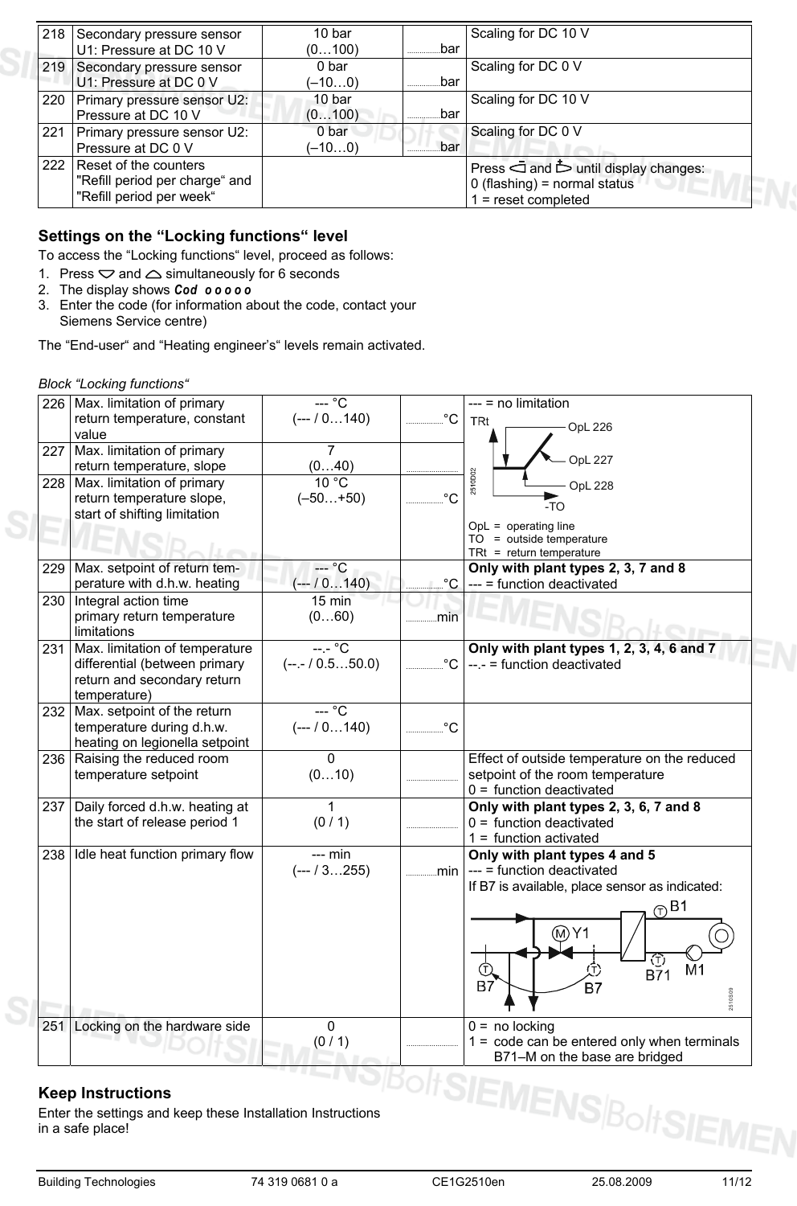| | | | | |
|---|---|---|---|---|
| 218 | Secondary pressure sensor U1: Pressure at DC 10 V | 10 bar (0…100) | ..........bar | Scaling for DC 10 V |
| 219 | Secondary pressure sensor U1: Pressure at DC 0 V | 0 bar (–10…0) | ..........bar | Scaling for DC 0 V |
| 220 | Primary pressure sensor U2: Pressure at DC 10 V | 10 bar (0…100) | ..........bar | Scaling for DC 10 V |
| 221 | Primary pressure sensor U2: Pressure at DC 0 V | 0 bar (–10…0) | ..........bar | Scaling for DC 0 V |
| 222 | Reset of the counters "Refill period per charge" and "Refill period per week" | | | Press − and + until display changes: 0 (flashing) = normal status 1 = reset completed |

## Settings on the "Locking functions" level

To access the "Locking functions" level, proceed as follows:

1. Press ▽ and △ simultaneously for 6 seconds
2. The display shows **Cod 00000**
3. Enter the code (for information about the code, contact your Siemens Service centre)

The "End-user" and "Heating engineer's" levels remain activated.

*Block "Locking functions"*

| | | | | |
|---|---|---|---|---|
| 226 | Max. limitation of primary return temperature, constant value | --- °C (--- / 0…140) | ..........°C | --- = no limitation |
| 227 | Max. limitation of primary return temperature, slope | 7 (0…40) | .......... | (diagram: TRt vs. -TO; OpL 226, OpL 227, OpL 228) |
| 228 | Max. limitation of primary return temperature slope, start of shifting limitation | 10 °C (–50…+50) | ..........°C | OpL = operating line<br>TO = outside temperature<br>TRt = return temperature |
| 229 | Max. setpoint of return temperature with d.h.w. heating | --- °C (--- / 0…140) | ..........°C | **Only with plant types 2, 3, 7 and 8**<br>--- = function deactivated |
| 230 | Integral action time primary return temperature limitations | 15 min (0…60) | ..........min | |
| 231 | Max. limitation of temperature differential (between primary return and secondary return temperature) | --.- °C (--.- / 0.5…50.0) | ..........°C | **Only with plant types 1, 2, 3, 4, 6 and 7**<br>--.- = function deactivated |
| 232 | Max. setpoint of the return temperature during d.h.w. heating on legionella setpoint | --- °C (--- / 0…140) | ..........°C | |
| 236 | Raising the reduced room temperature setpoint | 0 (0…10) | .......... | Effect of outside temperature on the reduced setpoint of the room temperature<br>0 = function deactivated |
| 237 | Daily forced d.h.w. heating at the start of release period 1 | 1 (0 / 1) | .......... | **Only with plant types 2, 3, 6, 7 and 8**<br>0 = function deactivated<br>1 = function activated |
| 238 | Idle heat function primary flow | --- min (--- / 3…255) | ..........min | **Only with plant types 4 and 5**<br>--- = function deactivated<br>If B7 is available, place sensor as indicated:<br>(diagram: B1, Y1, B7, B7, B71, M1) |
| 251 | Locking on the hardware side | 0 (0 / 1) | .......... | 0 = no locking<br>1 = code can be entered only when terminals B71–M on the base are bridged |

## Keep Instructions

Enter the settings and keep these Installation Instructions in a safe place!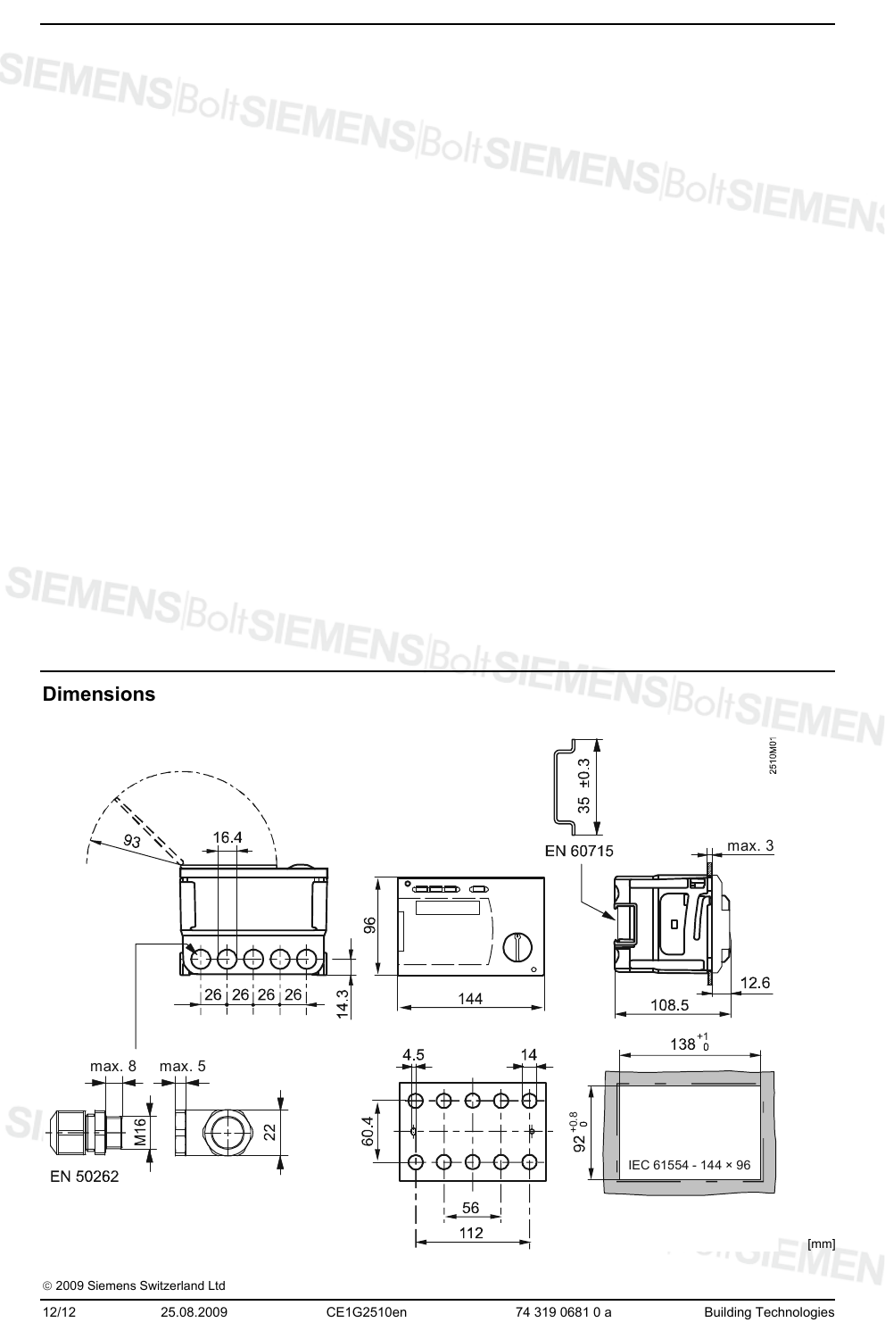## Dimensions

2510M01

93

16.4

26 26 26 26

14.3

96

144

35 ±0.3

EN 60715

max. 3

12.6

108.5

max. 8

max. 5

M16

22

EN 50262

4.5

14

60.4

56

112

$138^{+1}_{0}$

$92^{+0.8}_{0}$

IEC 61554 - 144 × 96

[mm]

© 2009 Siemens Switzerland Ltd